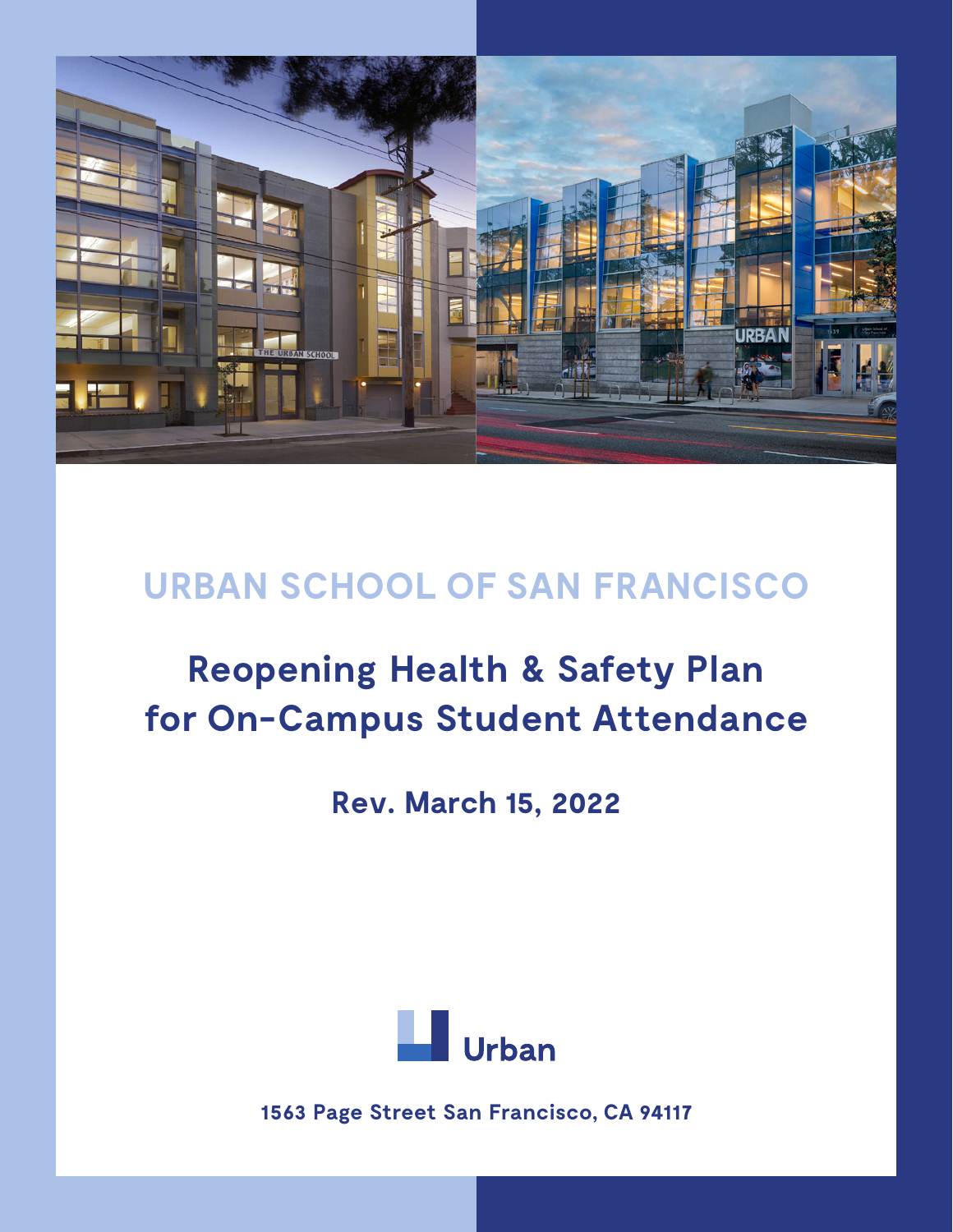# URBAN SCHOOL OF SAN FRANCISCO

## Reopening Health & Safety Plan for On-Campus Student Attendance

**Rev. March 15, 2022**

Urban

**1563 Page Street San Francisco, CA 94117**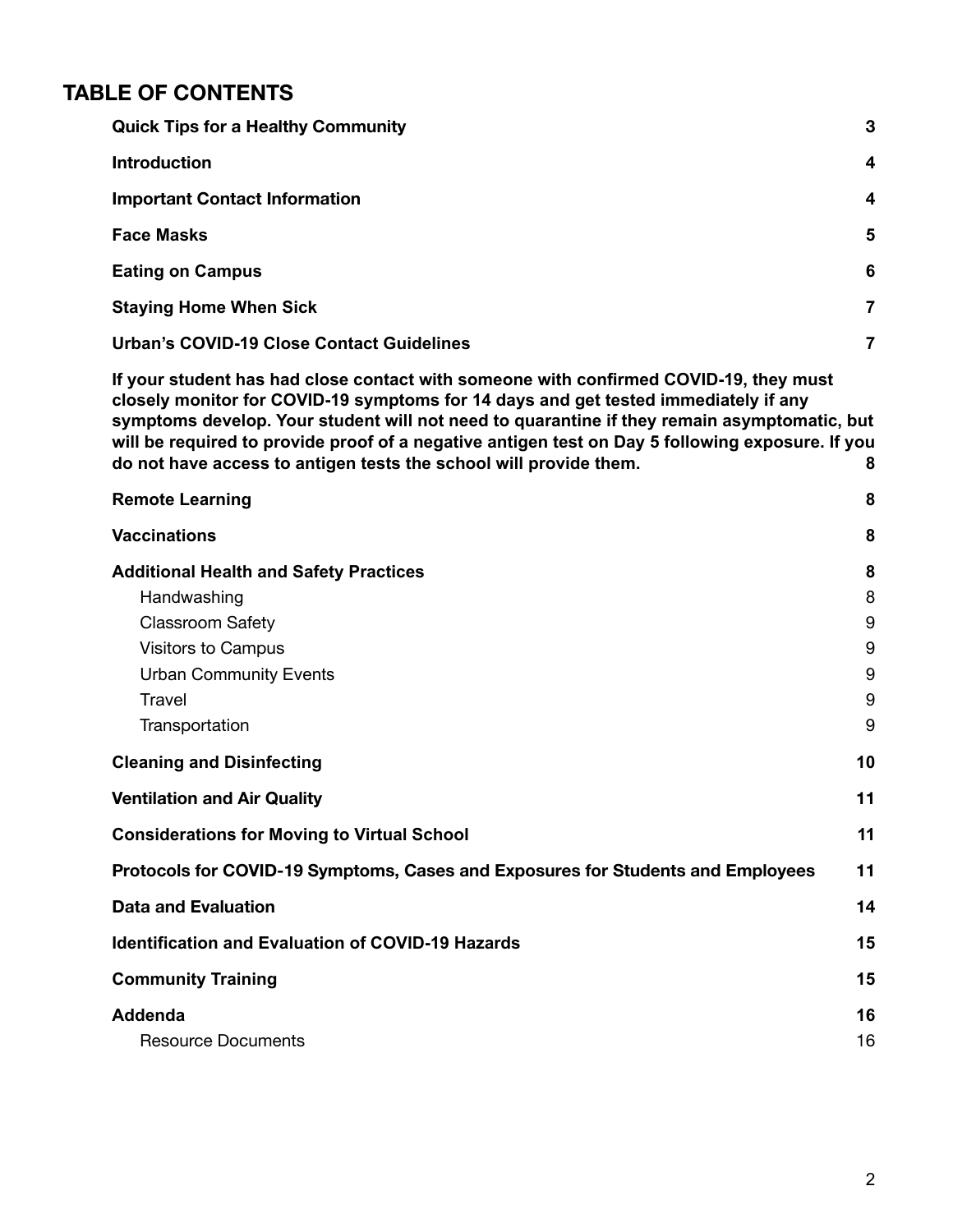## TABLE OF CONTENTS

| | |
|---|---|
| **Quick Tips for a Healthy Community** | **3** |
| **Introduction** | **4** |
| **Important Contact Information** | **4** |
| **Face Masks** | **5** |
| **Eating on Campus** | **6** |
| **Staying Home When Sick** | **7** |
| **Urban's COVID-19 Close Contact Guidelines** | **7** |
| **If your student has had close contact with someone with confirmed COVID-19, they must closely monitor for COVID-19 symptoms for 14 days and get tested immediately if any symptoms develop. Your student will not need to quarantine if they remain asymptomatic, but will be required to provide proof of a negative antigen test on Day 5 following exposure. If you do not have access to antigen tests the school will provide them.** | **8** |
| **Remote Learning** | **8** |
| **Vaccinations** | **8** |
| **Additional Health and Safety Practices** | **8** |
| Handwashing | 8 |
| Classroom Safety | 9 |
| Visitors to Campus | 9 |
| Urban Community Events | 9 |
| Travel | 9 |
| Transportation | 9 |
| **Cleaning and Disinfecting** | **10** |
| **Ventilation and Air Quality** | **11** |
| **Considerations for Moving to Virtual School** | **11** |
| **Protocols for COVID-19 Symptoms, Cases and Exposures for Students and Employees** | **11** |
| **Data and Evaluation** | **14** |
| **Identification and Evaluation of COVID-19 Hazards** | **15** |
| **Community Training** | **15** |
| **Addenda** | **16** |
| Resource Documents | 16 |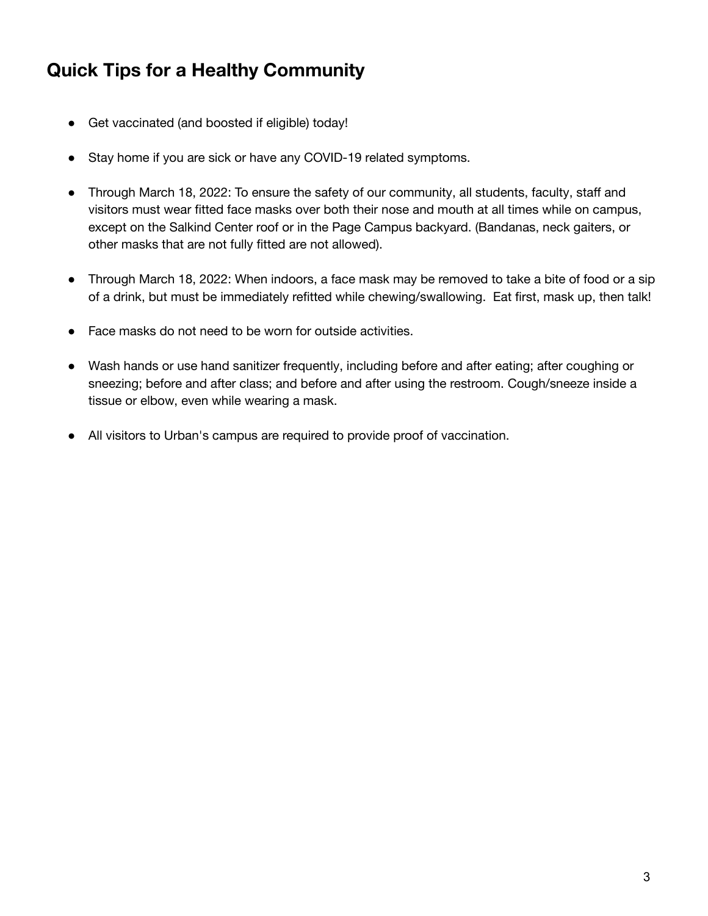## Quick Tips for a Healthy Community

- Get vaccinated (and boosted if eligible) today!
- Stay home if you are sick or have any COVID-19 related symptoms.
- Through March 18, 2022: To ensure the safety of our community, all students, faculty, staff and visitors must wear fitted face masks over both their nose and mouth at all times while on campus, except on the Salkind Center roof or in the Page Campus backyard. (Bandanas, neck gaiters, or other masks that are not fully fitted are not allowed).
- Through March 18, 2022: When indoors, a face mask may be removed to take a bite of food or a sip of a drink, but must be immediately refitted while chewing/swallowing. Eat first, mask up, then talk!
- Face masks do not need to be worn for outside activities.
- Wash hands or use hand sanitizer frequently, including before and after eating; after coughing or sneezing; before and after class; and before and after using the restroom. Cough/sneeze inside a tissue or elbow, even while wearing a mask.
- All visitors to Urban's campus are required to provide proof of vaccination.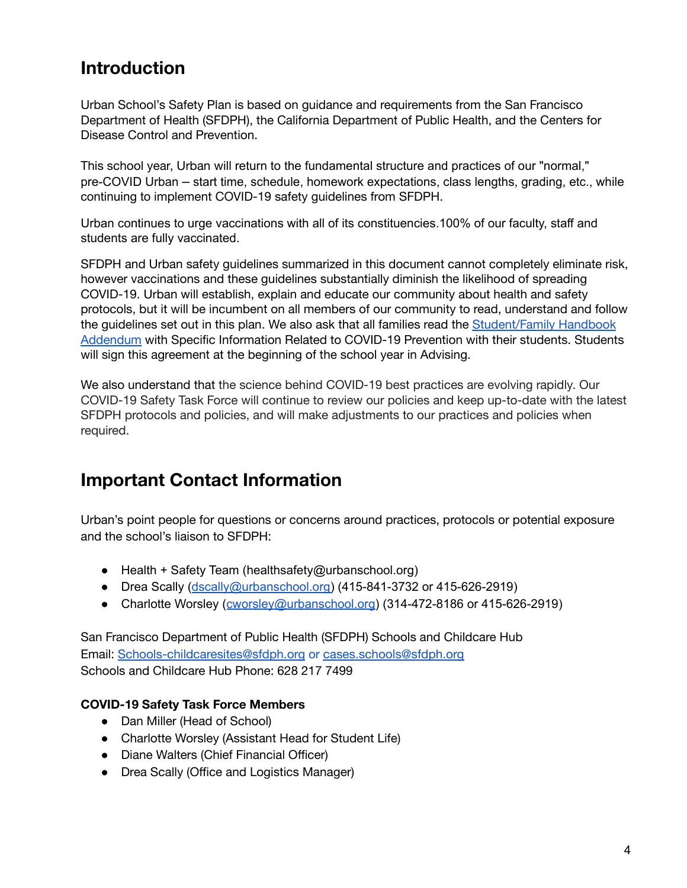## Introduction

Urban School's Safety Plan is based on guidance and requirements from the San Francisco Department of Health (SFDPH), the California Department of Public Health, and the Centers for Disease Control and Prevention.

This school year, Urban will return to the fundamental structure and practices of our "normal," pre-COVID Urban – start time, schedule, homework expectations, class lengths, grading, etc., while continuing to implement COVID-19 safety guidelines from SFDPH.

Urban continues to urge vaccinations with all of its constituencies.100% of our faculty, staff and students are fully vaccinated.

SFDPH and Urban safety guidelines summarized in this document cannot completely eliminate risk, however vaccinations and these guidelines substantially diminish the likelihood of spreading COVID-19. Urban will establish, explain and educate our community about health and safety protocols, but it will be incumbent on all members of our community to read, understand and follow the guidelines set out in this plan. We also ask that all families read the Student/Family Handbook Addendum with Specific Information Related to COVID-19 Prevention with their students. Students will sign this agreement at the beginning of the school year in Advising.

We also understand that the science behind COVID-19 best practices are evolving rapidly. Our COVID-19 Safety Task Force will continue to review our policies and keep up-to-date with the latest SFDPH protocols and policies, and will make adjustments to our practices and policies when required.

## Important Contact Information

Urban's point people for questions or concerns around practices, protocols or potential exposure and the school's liaison to SFDPH:

- Health + Safety Team (healthsafety@urbanschool.org)
- Drea Scally (dscally@urbanschool.org) (415-841-3732 or 415-626-2919)
- Charlotte Worsley (cworsley@urbanschool.org) (314-472-8186 or 415-626-2919)

San Francisco Department of Public Health (SFDPH) Schools and Childcare Hub
Email: Schools-childcaresites@sfdph.org or cases.schools@sfdph.org
Schools and Childcare Hub Phone: 628 217 7499

**COVID-19 Safety Task Force Members**

- Dan Miller (Head of School)
- Charlotte Worsley (Assistant Head for Student Life)
- Diane Walters (Chief Financial Officer)
- Drea Scally (Office and Logistics Manager)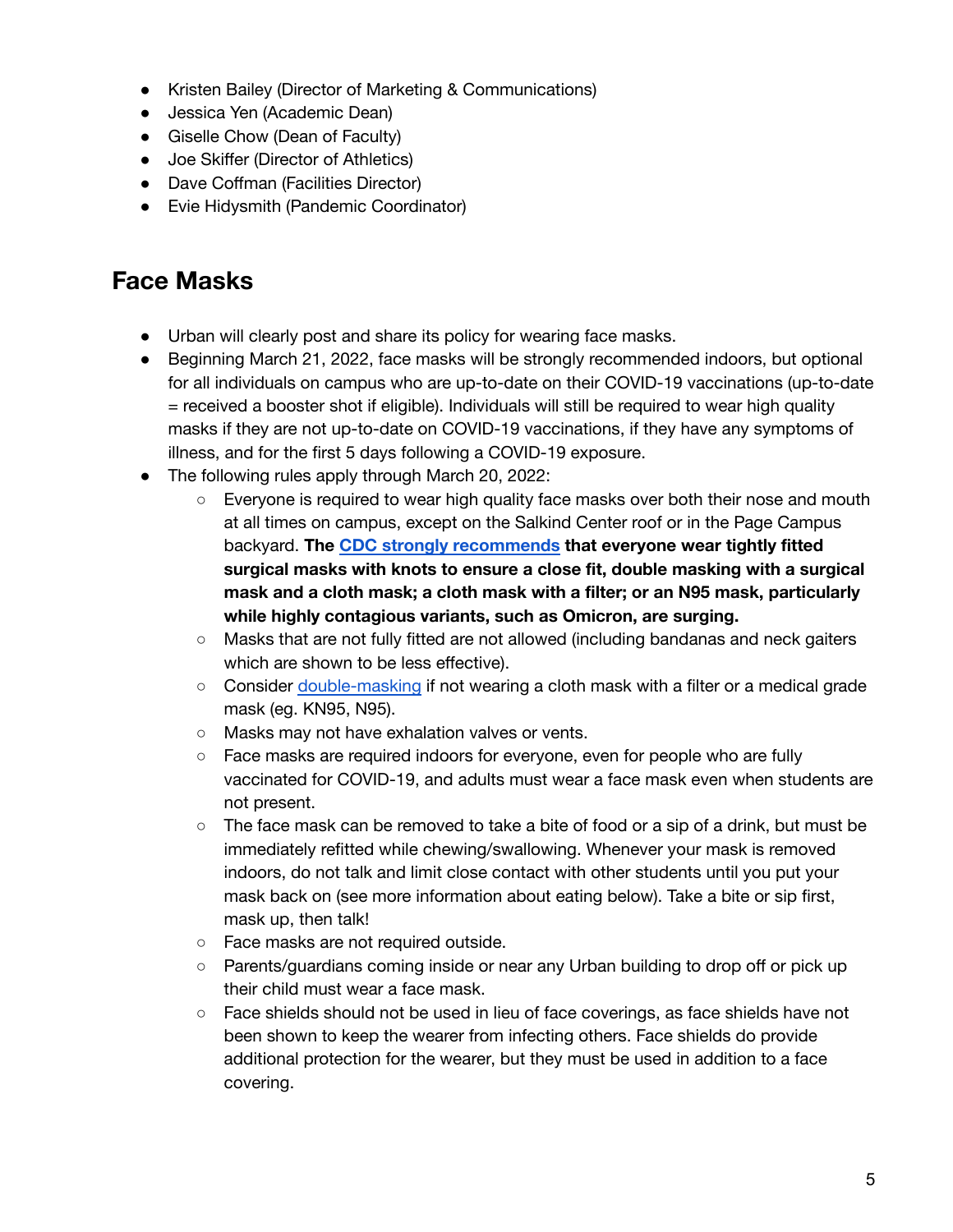- Kristen Bailey (Director of Marketing & Communications)
- Jessica Yen (Academic Dean)
- Giselle Chow (Dean of Faculty)
- Joe Skiffer (Director of Athletics)
- Dave Coffman (Facilities Director)
- Evie Hidysmith (Pandemic Coordinator)

## Face Masks

- Urban will clearly post and share its policy for wearing face masks.
- Beginning March 21, 2022, face masks will be strongly recommended indoors, but optional for all individuals on campus who are up-to-date on their COVID-19 vaccinations (up-to-date = received a booster shot if eligible). Individuals will still be required to wear high quality masks if they are not up-to-date on COVID-19 vaccinations, if they have any symptoms of illness, and for the first 5 days following a COVID-19 exposure.
- The following rules apply through March 20, 2022:
  - Everyone is required to wear high quality face masks over both their nose and mouth at all times on campus, except on the Salkind Center roof or in the Page Campus backyard. **The CDC strongly recommends that everyone wear tightly fitted surgical masks with knots to ensure a close fit, double masking with a surgical mask and a cloth mask; a cloth mask with a filter; or an N95 mask, particularly while highly contagious variants, such as Omicron, are surging.**
  - Masks that are not fully fitted are not allowed (including bandanas and neck gaiters which are shown to be less effective).
  - Consider double-masking if not wearing a cloth mask with a filter or a medical grade mask (eg. KN95, N95).
  - Masks may not have exhalation valves or vents.
  - Face masks are required indoors for everyone, even for people who are fully vaccinated for COVID-19, and adults must wear a face mask even when students are not present.
  - The face mask can be removed to take a bite of food or a sip of a drink, but must be immediately refitted while chewing/swallowing. Whenever your mask is removed indoors, do not talk and limit close contact with other students until you put your mask back on (see more information about eating below). Take a bite or sip first, mask up, then talk!
  - Face masks are not required outside.
  - Parents/guardians coming inside or near any Urban building to drop off or pick up their child must wear a face mask.
  - Face shields should not be used in lieu of face coverings, as face shields have not been shown to keep the wearer from infecting others. Face shields do provide additional protection for the wearer, but they must be used in addition to a face covering.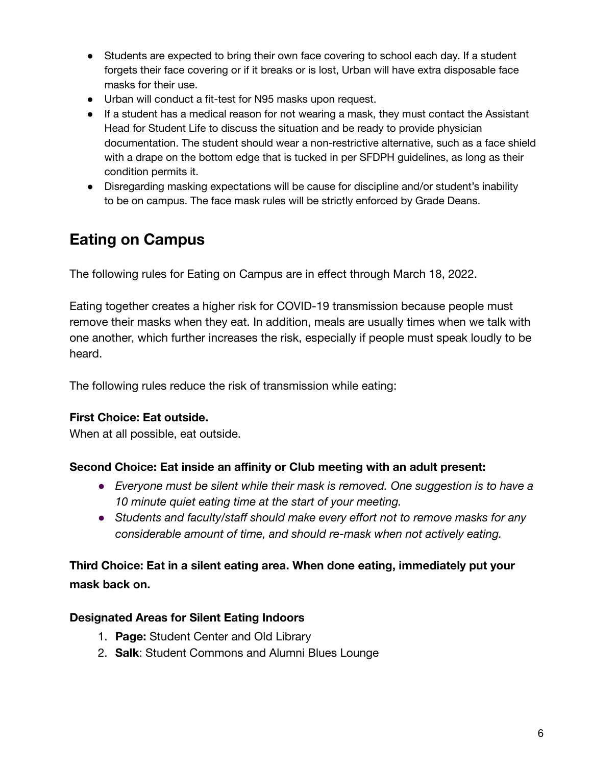- Students are expected to bring their own face covering to school each day. If a student forgets their face covering or if it breaks or is lost, Urban will have extra disposable face masks for their use.
- Urban will conduct a fit-test for N95 masks upon request.
- If a student has a medical reason for not wearing a mask, they must contact the Assistant Head for Student Life to discuss the situation and be ready to provide physician documentation. The student should wear a non-restrictive alternative, such as a face shield with a drape on the bottom edge that is tucked in per SFDPH guidelines, as long as their condition permits it.
- Disregarding masking expectations will be cause for discipline and/or student's inability to be on campus. The face mask rules will be strictly enforced by Grade Deans.

## Eating on Campus

The following rules for Eating on Campus are in effect through March 18, 2022.

Eating together creates a higher risk for COVID-19 transmission because people must remove their masks when they eat. In addition, meals are usually times when we talk with one another, which further increases the risk, especially if people must speak loudly to be heard.

The following rules reduce the risk of transmission while eating:

**First Choice: Eat outside.**
When at all possible, eat outside.

**Second Choice: Eat inside an affinity or Club meeting with an adult present:**

- *Everyone must be silent while their mask is removed. One suggestion is to have a 10 minute quiet eating time at the start of your meeting.*
- *Students and faculty/staff should make every effort not to remove masks for any considerable amount of time, and should re-mask when not actively eating.*

**Third Choice: Eat in a silent eating area. When done eating, immediately put your mask back on.**

**Designated Areas for Silent Eating Indoors**

1. **Page:** Student Center and Old Library
2. **Salk**: Student Commons and Alumni Blues Lounge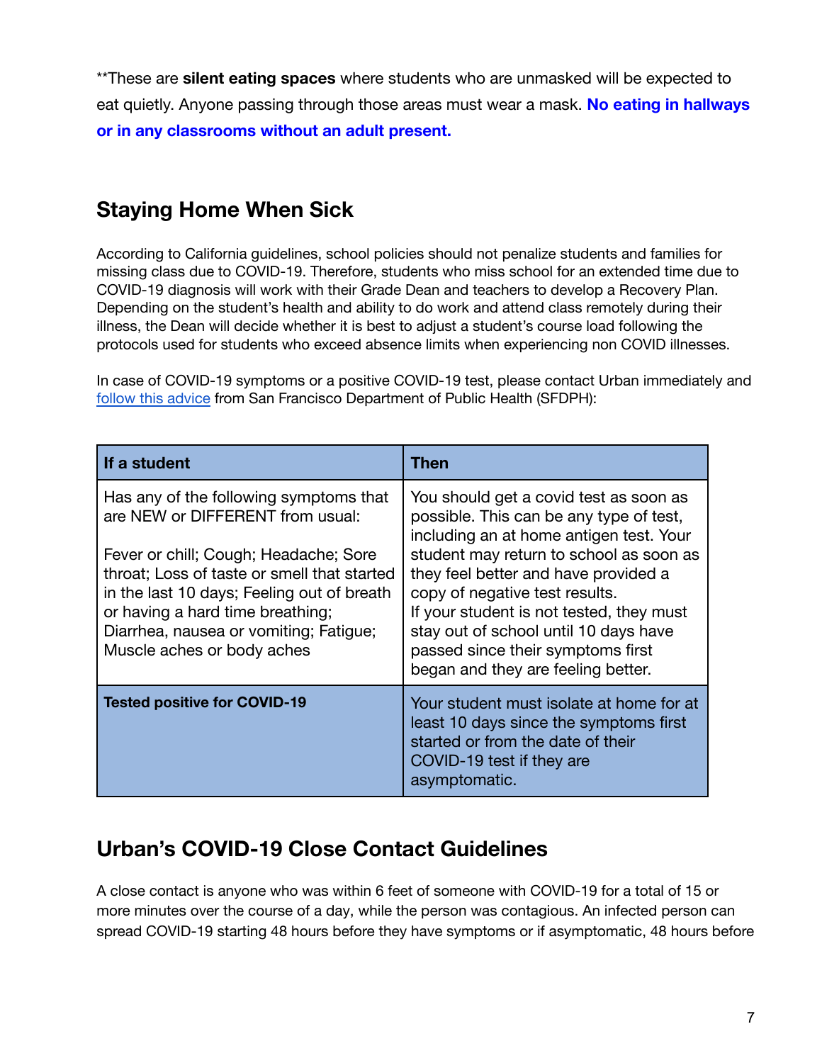**These are **silent eating spaces** where students who are unmasked will be expected to eat quietly. Anyone passing through those areas must wear a mask. **No eating in hallways or in any classrooms without an adult present.**

## Staying Home When Sick

According to California guidelines, school policies should not penalize students and families for missing class due to COVID-19. Therefore, students who miss school for an extended time due to COVID-19 diagnosis will work with their Grade Dean and teachers to develop a Recovery Plan. Depending on the student's health and ability to do work and attend class remotely during their illness, the Dean will decide whether it is best to adjust a student's course load following the protocols used for students who exceed absence limits when experiencing non COVID illnesses.

In case of COVID-19 symptoms or a positive COVID-19 test, please contact Urban immediately and follow this advice from San Francisco Department of Public Health (SFDPH):

| If a student | Then |
| --- | --- |
| Has any of the following symptoms that are NEW or DIFFERENT from usual:<br><br>Fever or chill; Cough; Headache; Sore throat; Loss of taste or smell that started in the last 10 days; Feeling out of breath or having a hard time breathing; Diarrhea, nausea or vomiting; Fatigue; Muscle aches or body aches | You should get a covid test as soon as possible. This can be any type of test, including an at home antigen test. Your student may return to school as soon as they feel better and have provided a copy of negative test results.<br>If your student is not tested, they must stay out of school until 10 days have passed since their symptoms first began and they are feeling better. |
| **Tested positive for COVID-19** | Your student must isolate at home for at least 10 days since the symptoms first started or from the date of their COVID-19 test if they are asymptomatic. |

## Urban's COVID-19 Close Contact Guidelines

A close contact is anyone who was within 6 feet of someone with COVID-19 for a total of 15 or more minutes over the course of a day, while the person was contagious. An infected person can spread COVID-19 starting 48 hours before they have symptoms or if asymptomatic, 48 hours before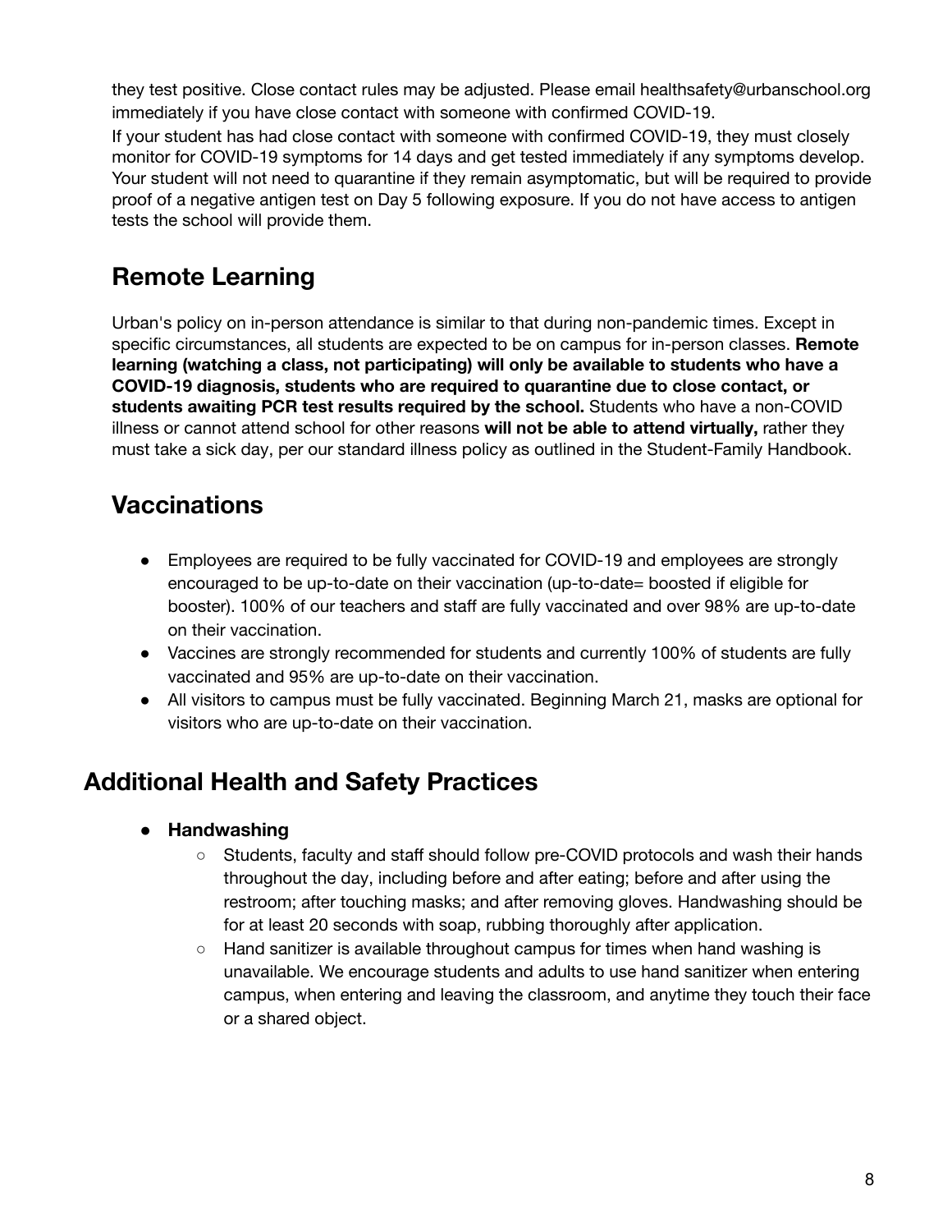they test positive. Close contact rules may be adjusted. Please email healthsafety@urbanschool.org immediately if you have close contact with someone with confirmed COVID-19.

If your student has had close contact with someone with confirmed COVID-19, they must closely monitor for COVID-19 symptoms for 14 days and get tested immediately if any symptoms develop. Your student will not need to quarantine if they remain asymptomatic, but will be required to provide proof of a negative antigen test on Day 5 following exposure. If you do not have access to antigen tests the school will provide them.

## Remote Learning

Urban's policy on in-person attendance is similar to that during non-pandemic times. Except in specific circumstances, all students are expected to be on campus for in-person classes. **Remote learning (watching a class, not participating) will only be available to students who have a COVID-19 diagnosis, students who are required to quarantine due to close contact, or students awaiting PCR test results required by the school.** Students who have a non-COVID illness or cannot attend school for other reasons **will not be able to attend virtually,** rather they must take a sick day, per our standard illness policy as outlined in the Student-Family Handbook.

## Vaccinations

- Employees are required to be fully vaccinated for COVID-19 and employees are strongly encouraged to be up-to-date on their vaccination (up-to-date= boosted if eligible for booster). 100% of our teachers and staff are fully vaccinated and over 98% are up-to-date on their vaccination.
- Vaccines are strongly recommended for students and currently 100% of students are fully vaccinated and 95% are up-to-date on their vaccination.
- All visitors to campus must be fully vaccinated. Beginning March 21, masks are optional for visitors who are up-to-date on their vaccination.

## Additional Health and Safety Practices

- **Handwashing**
  - Students, faculty and staff should follow pre-COVID protocols and wash their hands throughout the day, including before and after eating; before and after using the restroom; after touching masks; and after removing gloves. Handwashing should be for at least 20 seconds with soap, rubbing thoroughly after application.
  - Hand sanitizer is available throughout campus for times when hand washing is unavailable. We encourage students and adults to use hand sanitizer when entering campus, when entering and leaving the classroom, and anytime they touch their face or a shared object.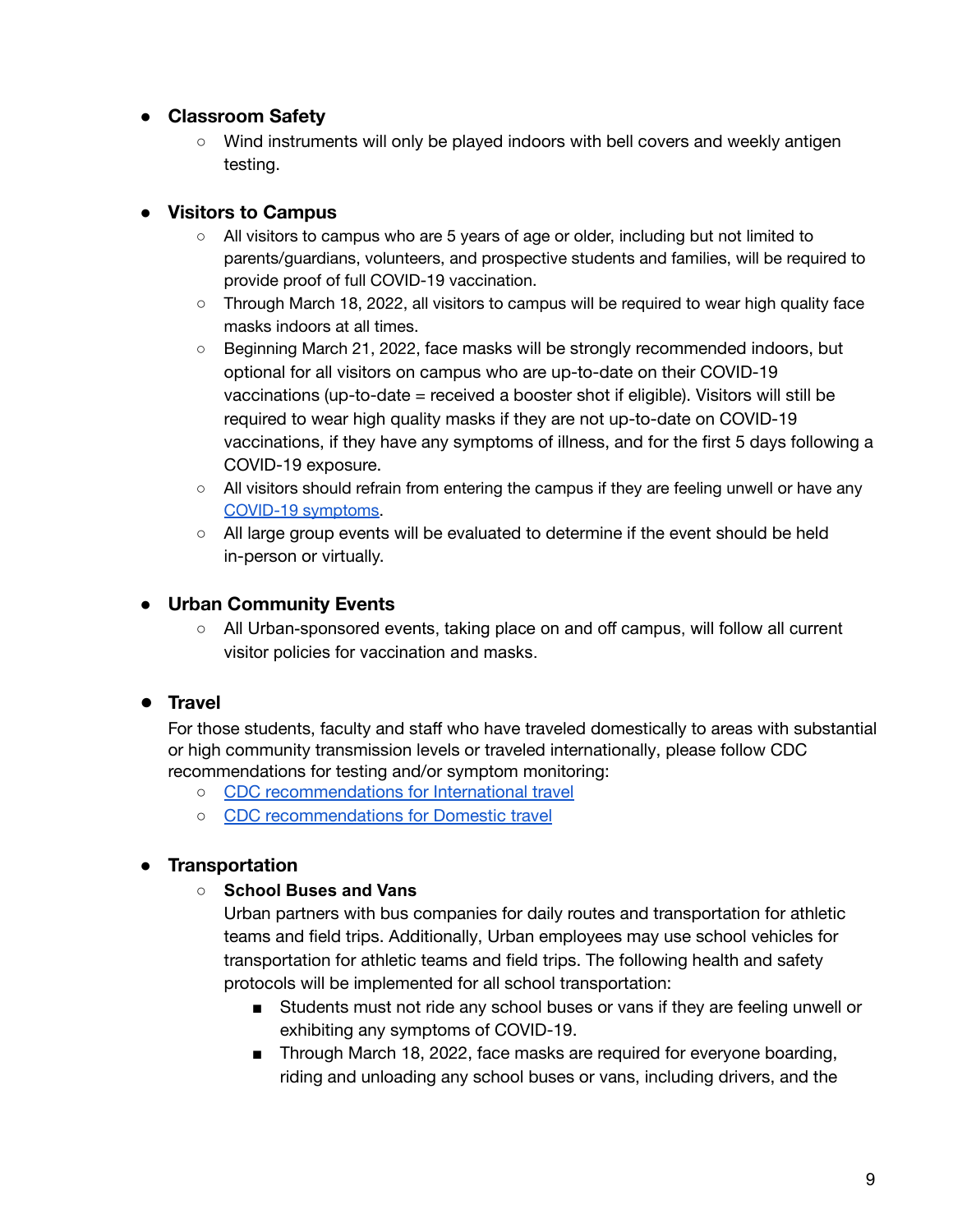- **Classroom Safety**
    - Wind instruments will only be played indoors with bell covers and weekly antigen testing.

- **Visitors to Campus**
    - All visitors to campus who are 5 years of age or older, including but not limited to parents/guardians, volunteers, and prospective students and families, will be required to provide proof of full COVID-19 vaccination.
    - Through March 18, 2022, all visitors to campus will be required to wear high quality face masks indoors at all times.
    - Beginning March 21, 2022, face masks will be strongly recommended indoors, but optional for all visitors on campus who are up-to-date on their COVID-19 vaccinations (up-to-date = received a booster shot if eligible). Visitors will still be required to wear high quality masks if they are not up-to-date on COVID-19 vaccinations, if they have any symptoms of illness, and for the first 5 days following a COVID-19 exposure.
    - All visitors should refrain from entering the campus if they are feeling unwell or have any COVID-19 symptoms.
    - All large group events will be evaluated to determine if the event should be held in-person or virtually.

- **Urban Community Events**
    - All Urban-sponsored events, taking place on and off campus, will follow all current visitor policies for vaccination and masks.

- **Travel**

  For those students, faculty and staff who have traveled domestically to areas with substantial or high community transmission levels or traveled internationally, please follow CDC recommendations for testing and/or symptom monitoring:
    - CDC recommendations for International travel
    - CDC recommendations for Domestic travel

- **Transportation**
    - **School Buses and Vans**

      Urban partners with bus companies for daily routes and transportation for athletic teams and field trips. Additionally, Urban employees may use school vehicles for transportation for athletic teams and field trips. The following health and safety protocols will be implemented for all school transportation:
        - Students must not ride any school buses or vans if they are feeling unwell or exhibiting any symptoms of COVID-19.
        - Through March 18, 2022, face masks are required for everyone boarding, riding and unloading any school buses or vans, including drivers, and the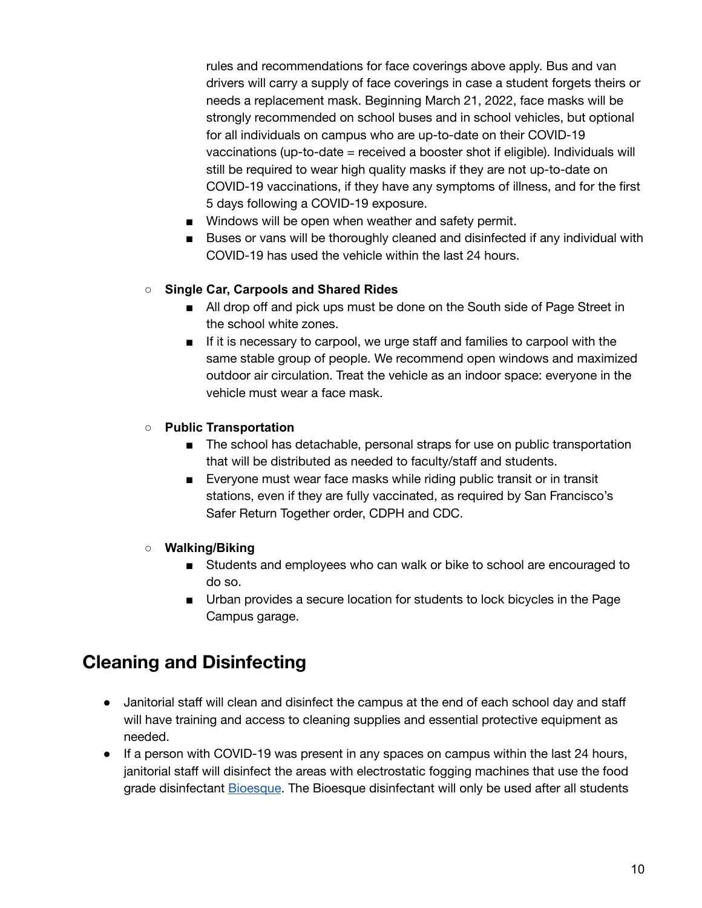rules and recommendations for face coverings above apply. Bus and van drivers will carry a supply of face coverings in case a student forgets theirs or needs a replacement mask. Beginning March 21, 2022, face masks will be strongly recommended on school buses and in school vehicles, but optional for all individuals on campus who are up-to-date on their COVID-19 vaccinations (up-to-date = received a booster shot if eligible). Individuals will still be required to wear high quality masks if they are not up-to-date on COVID-19 vaccinations, if they have any symptoms of illness, and for the first 5 days following a COVID-19 exposure.

    - Windows will be open when weather and safety permit.
    - Buses or vans will be thoroughly cleaned and disinfected if any individual with COVID-19 has used the vehicle within the last 24 hours.

- **Single Car, Carpools and Shared Rides**
    - All drop off and pick ups must be done on the South side of Page Street in the school white zones.
    - If it is necessary to carpool, we urge staff and families to carpool with the same stable group of people. We recommend open windows and maximized outdoor air circulation. Treat the vehicle as an indoor space: everyone in the vehicle must wear a face mask.

- **Public Transportation**
    - The school has detachable, personal straps for use on public transportation that will be distributed as needed to faculty/staff and students.
    - Everyone must wear face masks while riding public transit or in transit stations, even if they are fully vaccinated, as required by San Francisco's Safer Return Together order, CDPH and CDC.

- **Walking/Biking**
    - Students and employees who can walk or bike to school are encouraged to do so.
    - Urban provides a secure location for students to lock bicycles in the Page Campus garage.

## Cleaning and Disinfecting

- Janitorial staff will clean and disinfect the campus at the end of each school day and staff will have training and access to cleaning supplies and essential protective equipment as needed.
- If a person with COVID-19 was present in any spaces on campus within the last 24 hours, janitorial staff will disinfect the areas with electrostatic fogging machines that use the food grade disinfectant Bioesque. The Bioesque disinfectant will only be used after all students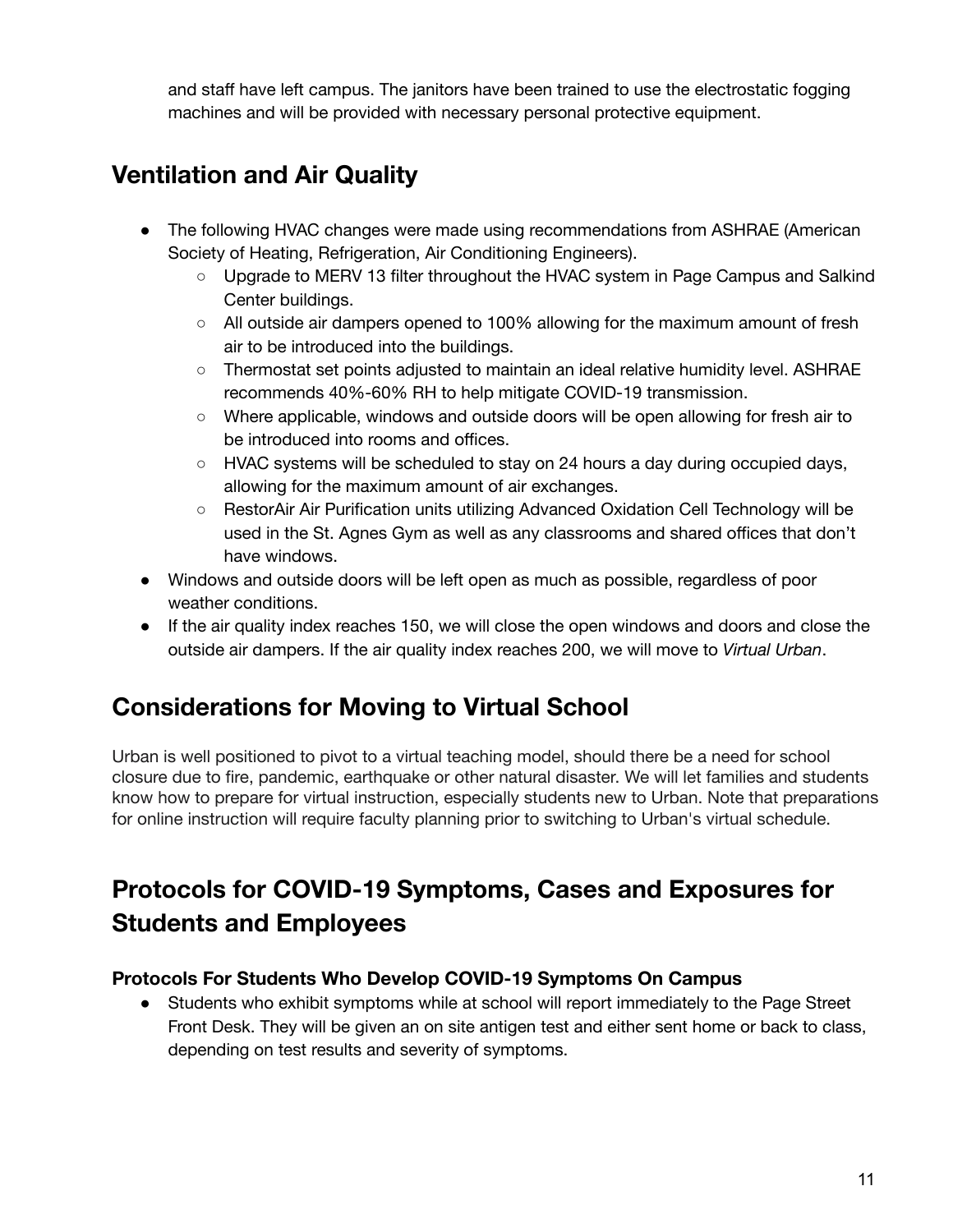and staff have left campus. The janitors have been trained to use the electrostatic fogging machines and will be provided with necessary personal protective equipment.

## Ventilation and Air Quality

- The following HVAC changes were made using recommendations from ASHRAE (American Society of Heating, Refrigeration, Air Conditioning Engineers).
  - Upgrade to MERV 13 filter throughout the HVAC system in Page Campus and Salkind Center buildings.
  - All outside air dampers opened to 100% allowing for the maximum amount of fresh air to be introduced into the buildings.
  - Thermostat set points adjusted to maintain an ideal relative humidity level. ASHRAE recommends 40%-60% RH to help mitigate COVID-19 transmission.
  - Where applicable, windows and outside doors will be open allowing for fresh air to be introduced into rooms and offices.
  - HVAC systems will be scheduled to stay on 24 hours a day during occupied days, allowing for the maximum amount of air exchanges.
  - RestorAir Air Purification units utilizing Advanced Oxidation Cell Technology will be used in the St. Agnes Gym as well as any classrooms and shared offices that don't have windows.
- Windows and outside doors will be left open as much as possible, regardless of poor weather conditions.
- If the air quality index reaches 150, we will close the open windows and doors and close the outside air dampers. If the air quality index reaches 200, we will move to *Virtual Urban*.

## Considerations for Moving to Virtual School

Urban is well positioned to pivot to a virtual teaching model, should there be a need for school closure due to fire, pandemic, earthquake or other natural disaster. We will let families and students know how to prepare for virtual instruction, especially students new to Urban. Note that preparations for online instruction will require faculty planning prior to switching to Urban's virtual schedule.

## Protocols for COVID-19 Symptoms, Cases and Exposures for Students and Employees

### Protocols For Students Who Develop COVID-19 Symptoms On Campus

- Students who exhibit symptoms while at school will report immediately to the Page Street Front Desk. They will be given an on site antigen test and either sent home or back to class, depending on test results and severity of symptoms.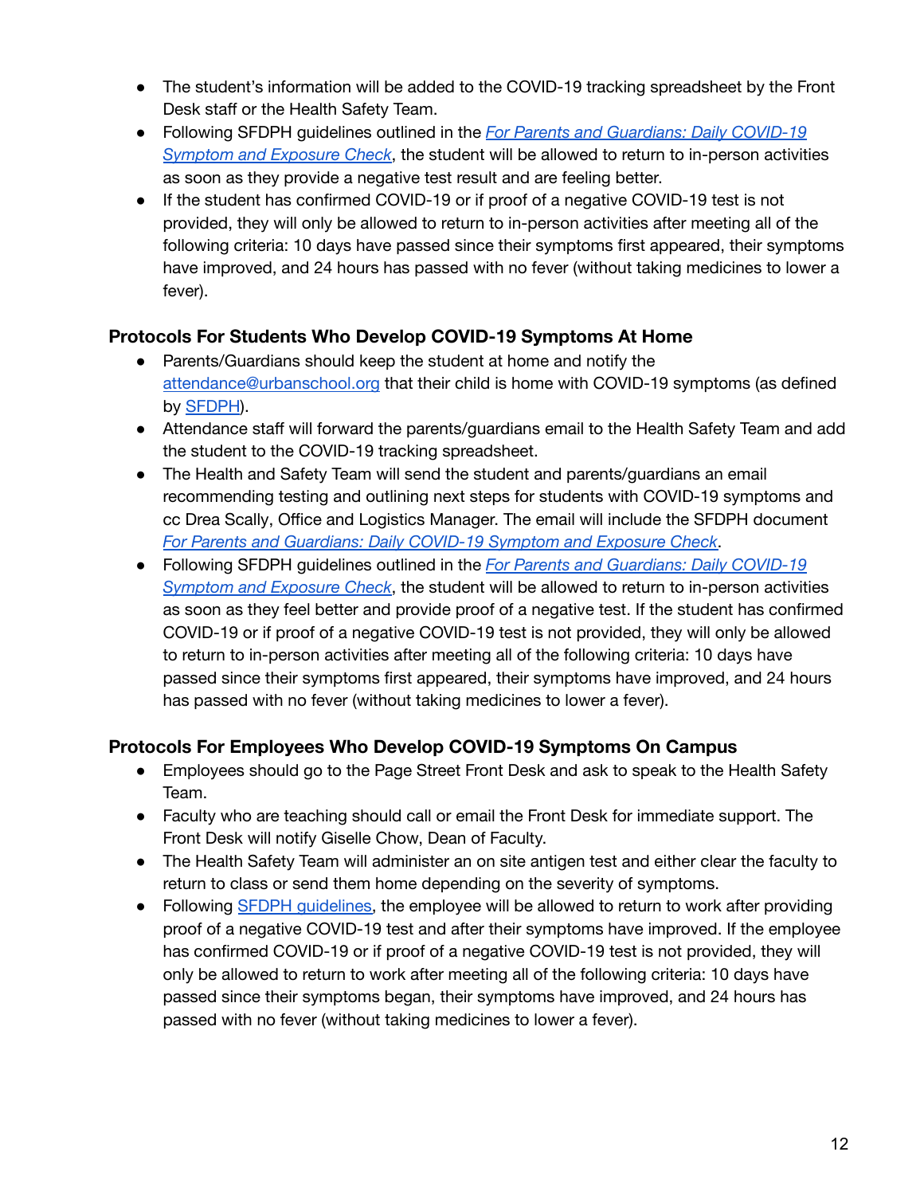- The student's information will be added to the COVID-19 tracking spreadsheet by the Front Desk staff or the Health Safety Team.
- Following SFDPH guidelines outlined in the *For Parents and Guardians: Daily COVID-19 Symptom and Exposure Check*, the student will be allowed to return to in-person activities as soon as they provide a negative test result and are feeling better.
- If the student has confirmed COVID-19 or if proof of a negative COVID-19 test is not provided, they will only be allowed to return to in-person activities after meeting all of the following criteria: 10 days have passed since their symptoms first appeared, their symptoms have improved, and 24 hours has passed with no fever (without taking medicines to lower a fever).

### Protocols For Students Who Develop COVID-19 Symptoms At Home

- Parents/Guardians should keep the student at home and notify the attendance@urbanschool.org that their child is home with COVID-19 symptoms (as defined by SFDPH).
- Attendance staff will forward the parents/guardians email to the Health Safety Team and add the student to the COVID-19 tracking spreadsheet.
- The Health and Safety Team will send the student and parents/guardians an email recommending testing and outlining next steps for students with COVID-19 symptoms and cc Drea Scally, Office and Logistics Manager. The email will include the SFDPH document *For Parents and Guardians: Daily COVID-19 Symptom and Exposure Check*.
- Following SFDPH guidelines outlined in the *For Parents and Guardians: Daily COVID-19 Symptom and Exposure Check*, the student will be allowed to return to in-person activities as soon as they feel better and provide proof of a negative test. If the student has confirmed COVID-19 or if proof of a negative COVID-19 test is not provided, they will only be allowed to return to in-person activities after meeting all of the following criteria: 10 days have passed since their symptoms first appeared, their symptoms have improved, and 24 hours has passed with no fever (without taking medicines to lower a fever).

### Protocols For Employees Who Develop COVID-19 Symptoms On Campus

- Employees should go to the Page Street Front Desk and ask to speak to the Health Safety Team.
- Faculty who are teaching should call or email the Front Desk for immediate support. The Front Desk will notify Giselle Chow, Dean of Faculty.
- The Health Safety Team will administer an on site antigen test and either clear the faculty to return to class or send them home depending on the severity of symptoms.
- Following SFDPH guidelines, the employee will be allowed to return to work after providing proof of a negative COVID-19 test and after their symptoms have improved. If the employee has confirmed COVID-19 or if proof of a negative COVID-19 test is not provided, they will only be allowed to return to work after meeting all of the following criteria: 10 days have passed since their symptoms began, their symptoms have improved, and 24 hours has passed with no fever (without taking medicines to lower a fever).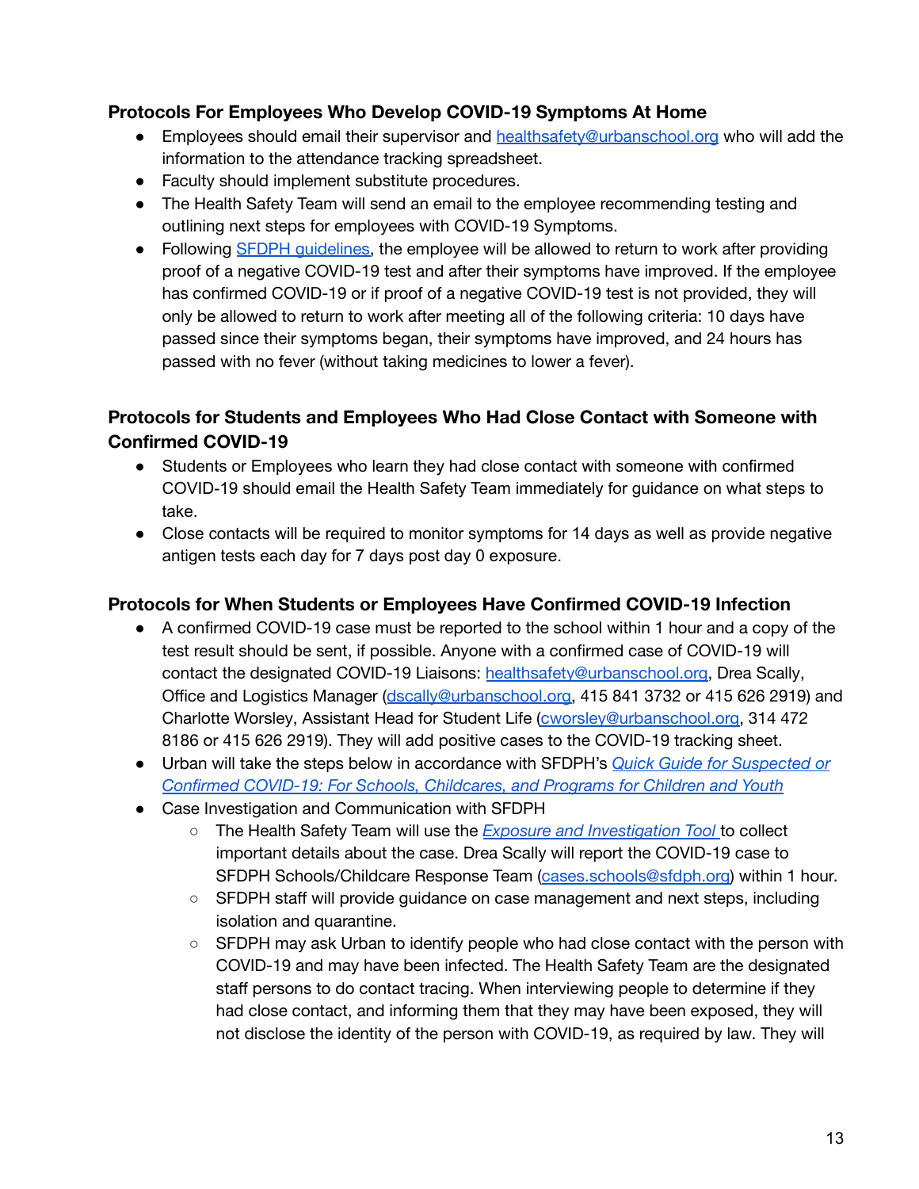### Protocols For Employees Who Develop COVID-19 Symptoms At Home

- Employees should email their supervisor and [healthsafety@urbanschool.org](mailto:healthsafety@urbanschool.org) who will add the information to the attendance tracking spreadsheet.
- Faculty should implement substitute procedures.
- The Health Safety Team will send an email to the employee recommending testing and outlining next steps for employees with COVID-19 Symptoms.
- Following [SFDPH guidelines](), the employee will be allowed to return to work after providing proof of a negative COVID-19 test and after their symptoms have improved. If the employee has confirmed COVID-19 or if proof of a negative COVID-19 test is not provided, they will only be allowed to return to work after meeting all of the following criteria: 10 days have passed since their symptoms began, their symptoms have improved, and 24 hours has passed with no fever (without taking medicines to lower a fever).

### Protocols for Students and Employees Who Had Close Contact with Someone with Confirmed COVID-19

- Students or Employees who learn they had close contact with someone with confirmed COVID-19 should email the Health Safety Team immediately for guidance on what steps to take.
- Close contacts will be required to monitor symptoms for 14 days as well as provide negative antigen tests each day for 7 days post day 0 exposure.

### Protocols for When Students or Employees Have Confirmed COVID-19 Infection

- A confirmed COVID-19 case must be reported to the school within 1 hour and a copy of the test result should be sent, if possible. Anyone with a confirmed case of COVID-19 will contact the designated COVID-19 Liaisons: [healthsafety@urbanschool.org](mailto:healthsafety@urbanschool.org), Drea Scally, Office and Logistics Manager ([dscally@urbanschool.org](mailto:dscally@urbanschool.org), 415 841 3732 or 415 626 2919) and Charlotte Worsley, Assistant Head for Student Life ([cworsley@urbanschool.org](mailto:cworsley@urbanschool.org), 314 472 8186 or 415 626 2919). They will add positive cases to the COVID-19 tracking sheet.
- Urban will take the steps below in accordance with SFDPH's [*Quick Guide for Suspected or Confirmed COVID-19: For Schools, Childcares, and Programs for Children and Youth*]()
- Case Investigation and Communication with SFDPH
    - The Health Safety Team will use the [*Exposure and Investigation Tool*]() to collect important details about the case. Drea Scally will report the COVID-19 case to SFDPH Schools/Childcare Response Team ([cases.schools@sfdph.org](mailto:cases.schools@sfdph.org)) within 1 hour.
    - SFDPH staff will provide guidance on case management and next steps, including isolation and quarantine.
    - SFDPH may ask Urban to identify people who had close contact with the person with COVID-19 and may have been infected. The Health Safety Team are the designated staff persons to do contact tracing. When interviewing people to determine if they had close contact, and informing them that they may have been exposed, they will not disclose the identity of the person with COVID-19, as required by law. They will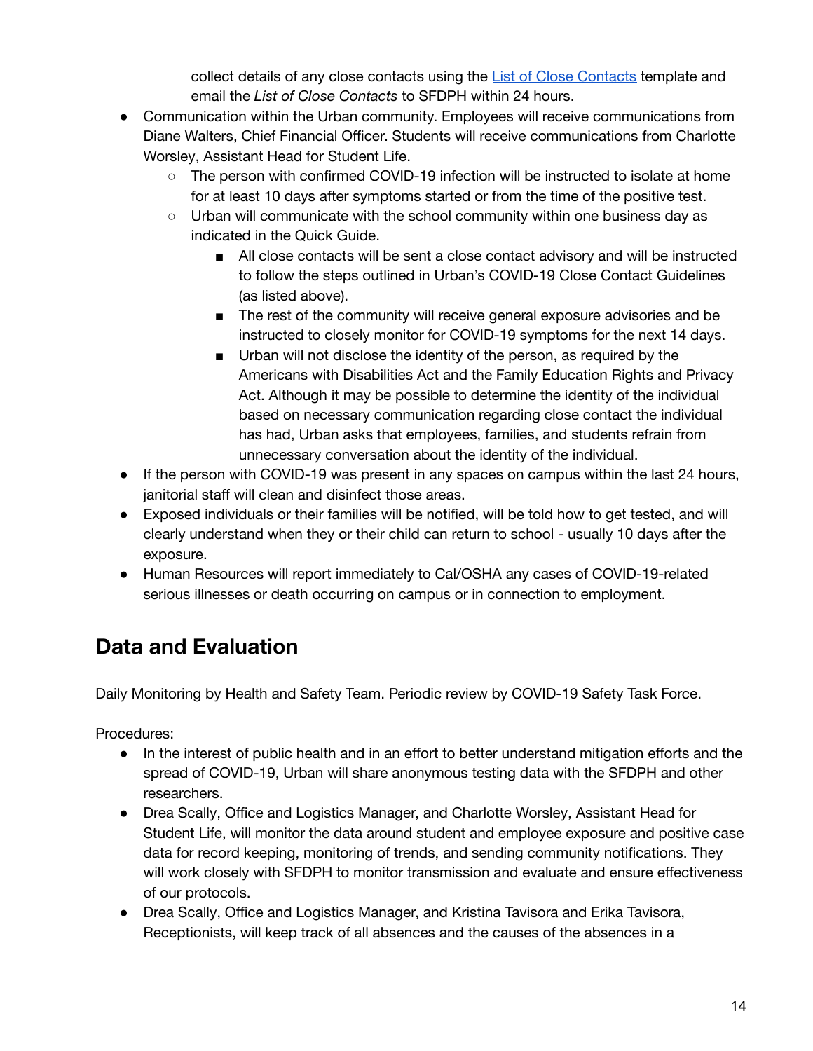collect details of any close contacts using the [List of Close Contacts]() template and email the *List of Close Contacts* to SFDPH within 24 hours.

- Communication within the Urban community. Employees will receive communications from Diane Walters, Chief Financial Officer. Students will receive communications from Charlotte Worsley, Assistant Head for Student Life.
  - The person with confirmed COVID-19 infection will be instructed to isolate at home for at least 10 days after symptoms started or from the time of the positive test.
  - Urban will communicate with the school community within one business day as indicated in the Quick Guide.
    - All close contacts will be sent a close contact advisory and will be instructed to follow the steps outlined in Urban's COVID-19 Close Contact Guidelines (as listed above).
    - The rest of the community will receive general exposure advisories and be instructed to closely monitor for COVID-19 symptoms for the next 14 days.
    - Urban will not disclose the identity of the person, as required by the Americans with Disabilities Act and the Family Education Rights and Privacy Act. Although it may be possible to determine the identity of the individual based on necessary communication regarding close contact the individual has had, Urban asks that employees, families, and students refrain from unnecessary conversation about the identity of the individual.
- If the person with COVID-19 was present in any spaces on campus within the last 24 hours, janitorial staff will clean and disinfect those areas.
- Exposed individuals or their families will be notified, will be told how to get tested, and will clearly understand when they or their child can return to school - usually 10 days after the exposure.
- Human Resources will report immediately to Cal/OSHA any cases of COVID-19-related serious illnesses or death occurring on campus or in connection to employment.

## Data and Evaluation

Daily Monitoring by Health and Safety Team. Periodic review by COVID-19 Safety Task Force.

Procedures:

- In the interest of public health and in an effort to better understand mitigation efforts and the spread of COVID-19, Urban will share anonymous testing data with the SFDPH and other researchers.
- Drea Scally, Office and Logistics Manager, and Charlotte Worsley, Assistant Head for Student Life, will monitor the data around student and employee exposure and positive case data for record keeping, monitoring of trends, and sending community notifications. They will work closely with SFDPH to monitor transmission and evaluate and ensure effectiveness of our protocols.
- Drea Scally, Office and Logistics Manager, and Kristina Tavisora and Erika Tavisora, Receptionists, will keep track of all absences and the causes of the absences in a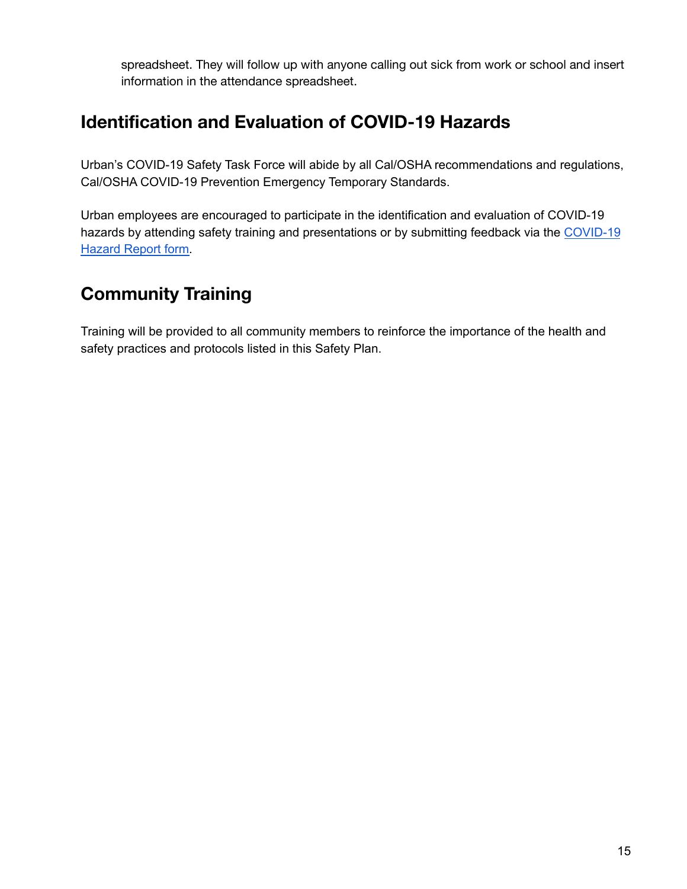spreadsheet. They will follow up with anyone calling out sick from work or school and insert information in the attendance spreadsheet.

## Identification and Evaluation of COVID-19 Hazards

Urban's COVID-19 Safety Task Force will abide by all Cal/OSHA recommendations and regulations, Cal/OSHA COVID-19 Prevention Emergency Temporary Standards.

Urban employees are encouraged to participate in the identification and evaluation of COVID-19 hazards by attending safety training and presentations or by submitting feedback via the COVID-19 Hazard Report form.

## Community Training

Training will be provided to all community members to reinforce the importance of the health and safety practices and protocols listed in this Safety Plan.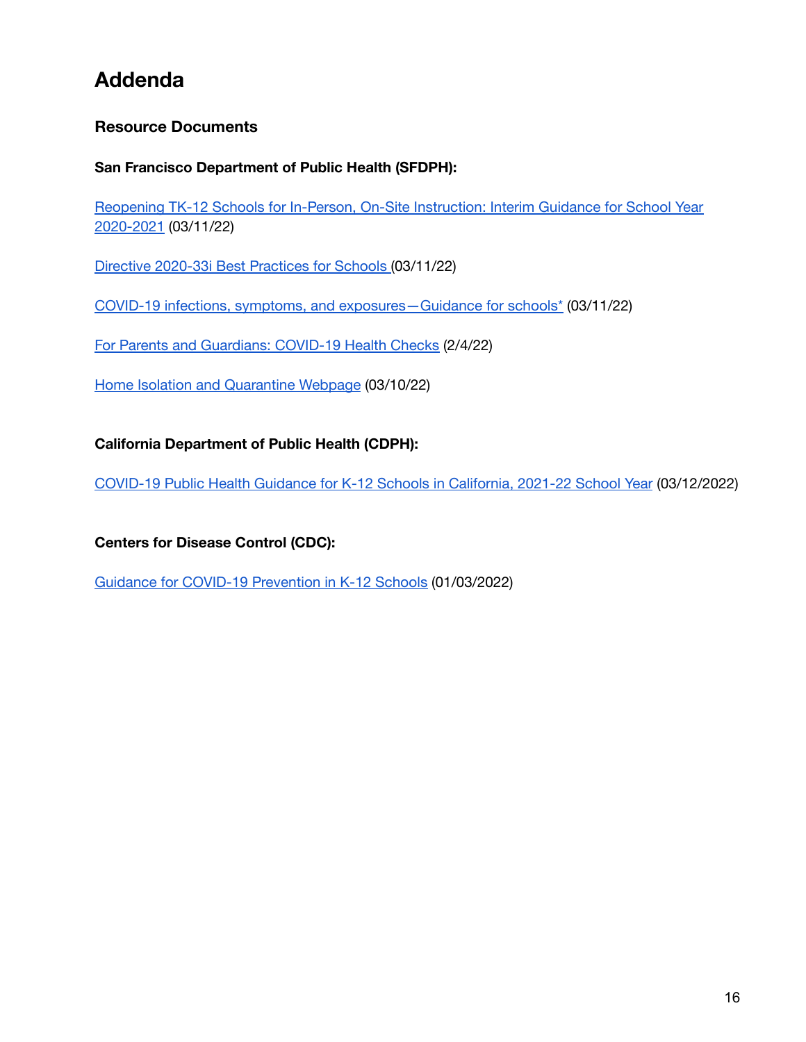# Addenda

### Resource Documents

**San Francisco Department of Public Health (SFDPH):**

Reopening TK-12 Schools for In-Person, On-Site Instruction: Interim Guidance for School Year 2020-2021 (03/11/22)

Directive 2020-33i Best Practices for Schools (03/11/22)

COVID-19 infections, symptoms, and exposures—Guidance for schools* (03/11/22)

For Parents and Guardians: COVID-19 Health Checks (2/4/22)

Home Isolation and Quarantine Webpage (03/10/22)

**California Department of Public Health (CDPH):**

COVID-19 Public Health Guidance for K-12 Schools in California, 2021-22 School Year (03/12/2022)

**Centers for Disease Control (CDC):**

Guidance for COVID-19 Prevention in K-12 Schools (01/03/2022)